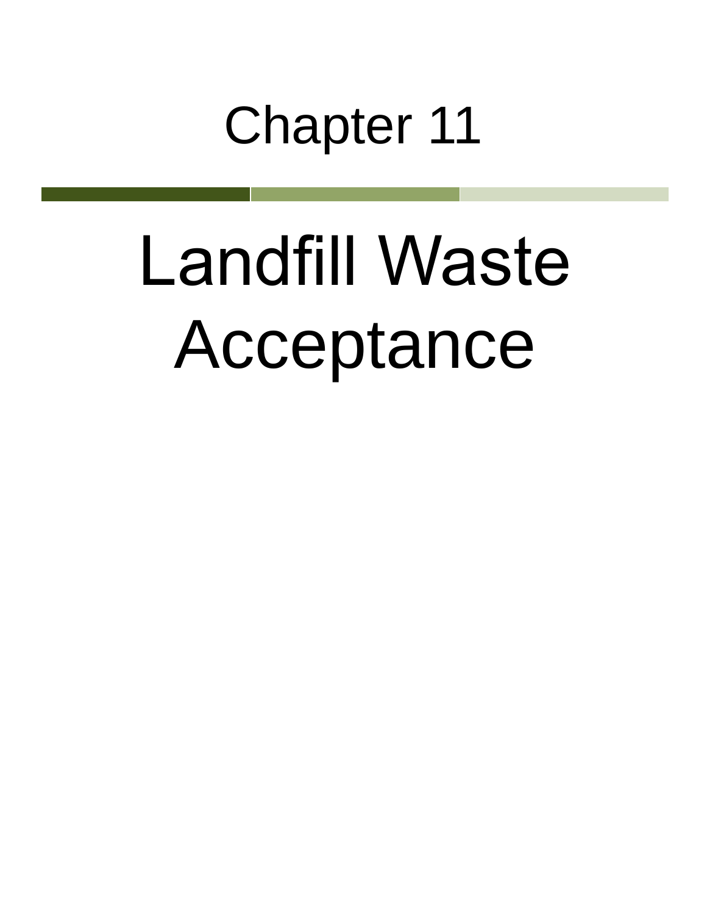# Chapter 11

# Landfill Waste Acceptance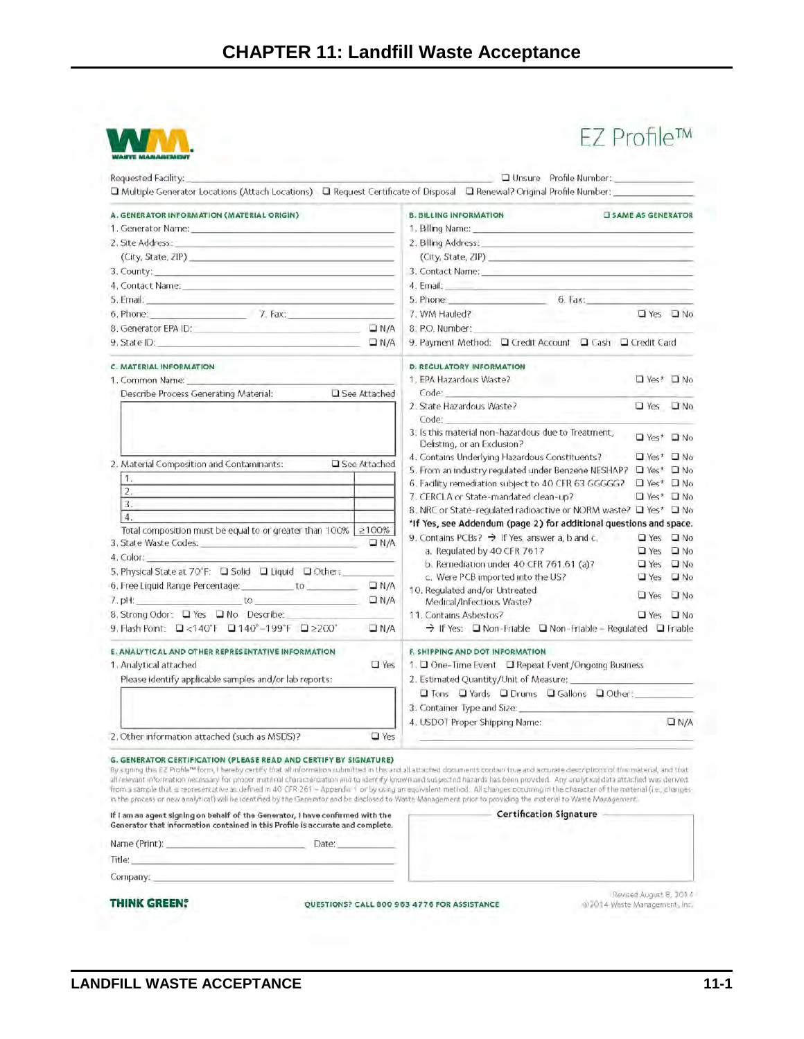# CHAPTER 11: Landfill Waste Acceptance

**WASTE MANAGEMENT**

## EZ Profile™

Requested Facility: ______________________ ☐ Unsure Profile Number: ____________

☐ Multiple Generator Locations (Attach Locations) ☐ Request Certificate of Disposal ☐ Renewal? Original Profile Number: ____________

### A. GENERATOR INFORMATION (MATERIAL ORIGIN)

1. Generator Name: ______________________
2. Site Address: ______________________
   (City, State, ZIP) ______________________
3. County: ______________________
4. Contact Name: ______________________
5. Email: ______________________
6. Phone: ____________ 7. Fax: ____________
8. Generator EPA ID: ____________ ☐ N/A
9. State ID: ____________ ☐ N/A

### B. BILLING INFORMATION ☐ SAME AS GENERATOR

1. Billing Name: ______________________
2. Billing Address: ______________________
   (City, State, ZIP) ______________________
3. Contact Name: ______________________
4. Email: ______________________
5. Phone: ____________ 6. Fax: ____________
7. WM Hauled? ☐ Yes ☐ No
8. P.O. Number: ______________________
9. Payment Method: ☐ Credit Account ☐ Cash ☐ Credit Card

### C. MATERIAL INFORMATION

1. Common Name: ______________________
   Describe Process Generating Material: ☐ See Attached

2. Material Composition and Contaminants: ☐ See Attached

| | |
|---|---|
| 1. | |
| 2. | |
| 3. | |
| 4. | |
| Total composition must be equal to or greater than 100% | ≥100% |

3. State Waste Codes: ____________ ☐ N/A
4. Color: ______________________
5. Physical State at 70°F: ☐ Solid ☐ Liquid ☐ Other: ________
6. Free Liquid Range Percentage: ________ to ________ ☐ N/A
7. pH: ________ to ________ ☐ N/A
8. Strong Odor: ☐ Yes ☐ No Describe: ____________
9. Flash Point: ☐ <140°F ☐ 140°–199°F ☐ ≥200° ☐ N/A

### D. REGULATORY INFORMATION

1. EPA Hazardous Waste? ☐ Yes* ☐ No
   Code: ____________
2. State Hazardous Waste? ☐ Yes ☐ No
   Code: ____________
3. Is this material non-hazardous due to Treatment, Delisting, or an Exclusion? ☐ Yes* ☐ No
4. Contains Underlying Hazardous Constituents? ☐ Yes* ☐ No
5. From an industry regulated under Benzene NESHAP? ☐ Yes* ☐ No
6. Facility remediation subject to 40 CFR 63 GGGGG? ☐ Yes* ☐ No
7. CERCLA or State-mandated clean-up? ☐ Yes* ☐ No
8. NRC or State-regulated radioactive or NORM waste? ☐ Yes* ☐ No

**\*If Yes, see Addendum (page 2) for additional questions and space.**

9. Contains PCBs? → If Yes, answer a, b and c. ☐ Yes ☐ No
   a. Regulated by 40 CFR 761? ☐ Yes ☐ No
   b. Remediation under 40 CFR 761.61 (a)? ☐ Yes ☐ No
   c. Were PCB imported into the US? ☐ Yes ☐ No
10. Regulated and/or Untreated Medical/Infectious Waste? ☐ Yes ☐ No
11. Contains Asbestos? ☐ Yes ☐ No
   → If Yes: ☐ Non-Friable ☐ Non-Friable – Regulated ☐ Friable

### E. ANALYTICAL AND OTHER REPRESENTATIVE INFORMATION

1. Analytical attached ☐ Yes
   Please identify applicable samples and/or lab reports:
2. Other information attached (such as MSDS)? ☐ Yes

### F. SHIPPING AND DOT INFORMATION

1. ☐ One-Time Event ☐ Repeat Event/Ongoing Business
2. Estimated Quantity/Unit of Measure: ____________
   ☐ Tons ☐ Yards ☐ Drums ☐ Gallons ☐ Other: ________
3. Container Type and Size: ______________________
4. USDOT Proper Shipping Name: ☐ N/A

### G. GENERATOR CERTIFICATION (PLEASE READ AND CERTIFY BY SIGNATURE)

By signing this EZ Profile™ form, I hereby certify that all information submitted in this and all attached documents contain true and accurate descriptions of this material, and that all relevant information necessary for proper material characterization and to identify known and suspected hazards has been provided. Any analytical data attached was derived from a sample that is representative as defined in 40 CFR 261 – Appendix 1 or by using an equivalent method. All changes occurring in the character of the material (i.e., changes in the process or new analytical) will be identified by the Generator and be disclosed to Waste Management prior to providing the material to Waste Management.

**If I am an agent signing on behalf of the Generator, I have confirmed with the Generator that information contained in this Profile is accurate and complete.**

Name (Print): ______________________ Date: ____________

Title: ______________________

Company: ______________________

**Certification Signature**

**THINK GREEN®**

QUESTIONS? CALL 800 963 4776 FOR ASSISTANCE

Revised August 8, 2014
©2014 Waste Management, Inc.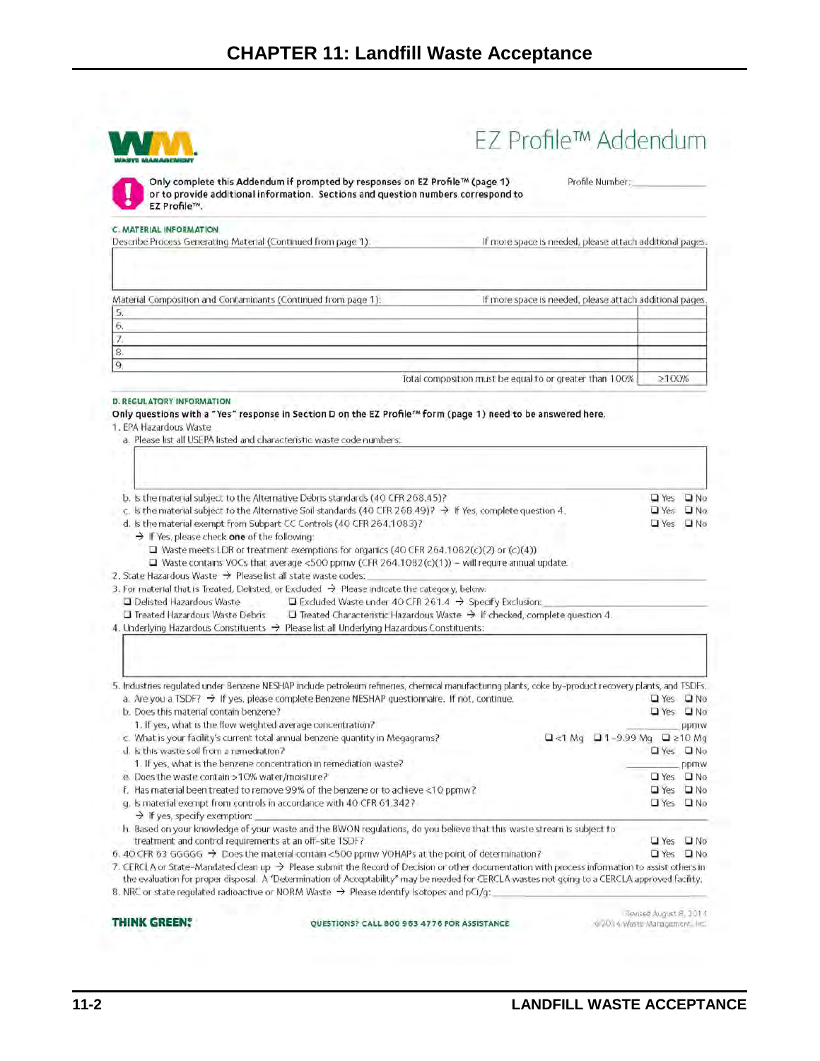# EZ Profile™ Addendum

Only complete this Addendum if prompted by responses on EZ Profile™ (page 1) or to provide additional information. Sections and question numbers correspond to EZ Profile™.

Profile Number: ____________

**C. MATERIAL INFORMATION**

Describe Process Generating Material (Continued from page 1): If more space is needed, please attach additional pages.

Material Composition and Contaminants (Continued from page 1): If more space is needed, please attach additional pages.

| | |
|---|---|
| 5. | |
| 6. | |
| 7. | |
| 8. | |
| 9. | |
| Total composition must be equal to or greater than 100% | ≥100% |

**D. REGULATORY INFORMATION**

**Only questions with a "Yes" response in Section D on the EZ Profile™ form (page 1) need to be answered here.**

1. EPA Hazardous Waste
   a. Please list all USEPA listed and characteristic waste code numbers:
   b. Is the material subject to the Alternative Debris standards (40 CFR 268.45)? ☐ Yes ☐ No
   c. Is the material subject to the Alternative Soil standards (40 CFR 268.49)? → If Yes, complete question 4. ☐ Yes ☐ No
   d. Is the material exempt from Subpart CC Controls (40 CFR 264.1083)? ☐ Yes ☐ No
      → If Yes, please check **one** of the following:
      ☐ Waste meets LDR or treatment exemptions for organics (40 CFR 264.1082(c)(2) or (c)(4))
      ☐ Waste contains VOCs that average <500 ppmw (CFR 264.1082(c)(1)) – will require annual update.
2. State Hazardous Waste → Please list all state waste codes: ____________
3. For material that is Treated, Delisted, or Excluded → Please indicate the category, below:
   ☐ Delisted Hazardous Waste ☐ Excluded Waste under 40 CFR 261.4 → Specify Exclusion: ____________
   ☐ Treated Hazardous Waste Debris ☐ Treated Characteristic Hazardous Waste → If checked, complete question 4.
4. Underlying Hazardous Constituents → Please list all Underlying Hazardous Constituents:
5. Industries regulated under Benzene NESHAP include petroleum refineries, chemical manufacturing plants, coke by-product recovery plants, and TSDFs.
   a. Are you a TSDF? → If yes, please complete Benzene NESHAP questionnaire. If not, continue. ☐ Yes ☐ No
   b. Does this material contain benzene? ☐ Yes ☐ No
      1. If yes, what is the flow weighted average concentration? ________ ppmw
   c. What is your facility's current total annual benzene quantity in Megagrams? ☐ <1 Mg ☐ 1–9.99 Mg ☐ ≥10 Mg
   d. Is this waste soil from a remediation? ☐ Yes ☐ No
      1. If yes, what is the benzene concentration in remediation waste? ________ ppmw
   e. Does the waste contain >10% water/moisture? ☐ Yes ☐ No
   f. Has material been treated to remove 99% of the benzene or to achieve <10 ppmw? ☐ Yes ☐ No
   g. Is material exempt from controls in accordance with 40 CFR 61.342? ☐ Yes ☐ No
      → If yes, specify exemption: ____________
   h. Based on your knowledge of your waste and the BWON regulations, do you believe that this waste stream is subject to treatment and control requirements at an off-site TSDF? ☐ Yes ☐ No
6. 40 CFR 63 GGGGG → Does the material contain <500 ppmw VOHAPs at the point of determination? ☐ Yes ☐ No
7. CERCLA or State-Mandated clean up → Please submit the Record of Decision or other documentation with process information to assist others in the evaluation for proper disposal. A "Determination of Acceptability" may be needed for CERCLA wastes not going to a CERCLA approved facility.
8. NRC or state regulated radioactive or NORM Waste → Please identify Isotopes and pCi/g: ____________

THINK GREEN.® QUESTIONS? CALL 800 963 4776 FOR ASSISTANCE

Revised August 8, 2014
©2014 Waste Management, Inc.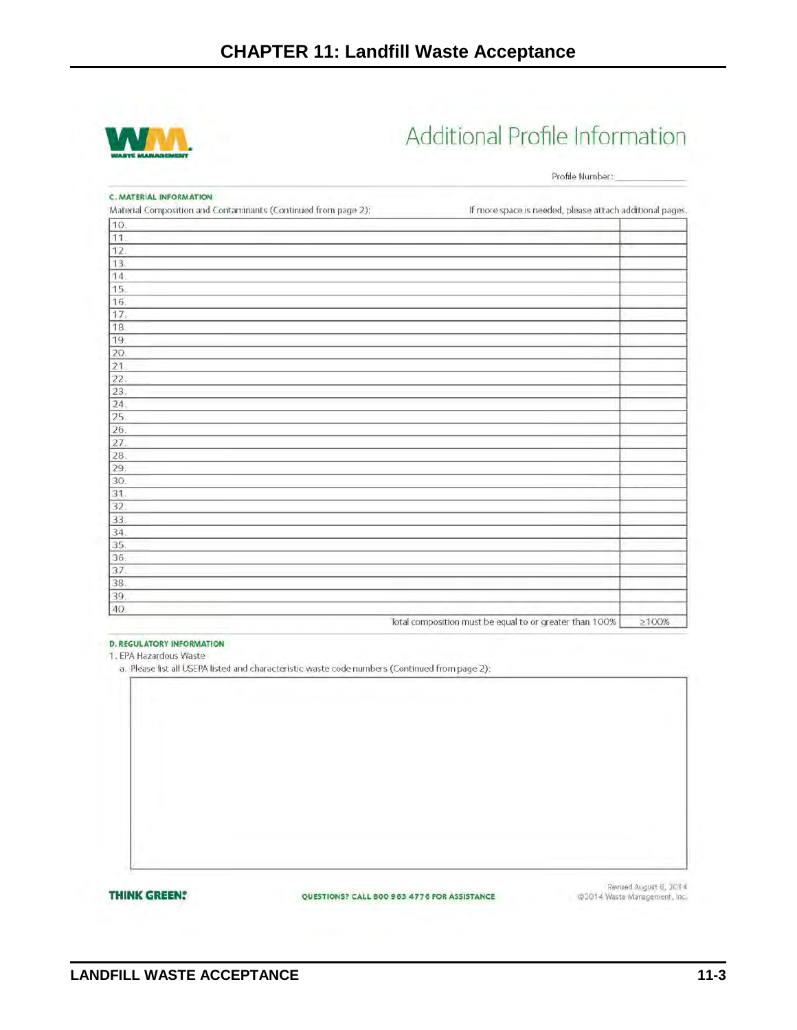# CHAPTER 11: Landfill Waste Acceptance

## Additional Profile Information

Profile Number: ____________

**C. MATERIAL INFORMATION**

Material Composition and Contaminants (Continued from page 2): If more space is needed, please attach additional pages.

| | |
|---|---|
| 10. | |
| 11. | |
| 12. | |
| 13. | |
| 14. | |
| 15. | |
| 16. | |
| 17. | |
| 18. | |
| 19. | |
| 20. | |
| 21. | |
| 22. | |
| 23. | |
| 24. | |
| 25. | |
| 26. | |
| 27. | |
| 28. | |
| 29. | |
| 30. | |
| 31. | |
| 32. | |
| 33. | |
| 34. | |
| 35. | |
| 36. | |
| 37. | |
| 38. | |
| 39. | |
| 40. | |
| Total composition must be equal to or greater than 100% | ≥100% |

**D. REGULATORY INFORMATION**

1. EPA Hazardous Waste
   a. Please list all USEPA listed and characteristic waste code numbers (Continued from page 2):

**THINK GREEN.®**

QUESTIONS? CALL 800 963 4776 FOR ASSISTANCE

Revised August 8, 2014
©2014 Waste Management, Inc.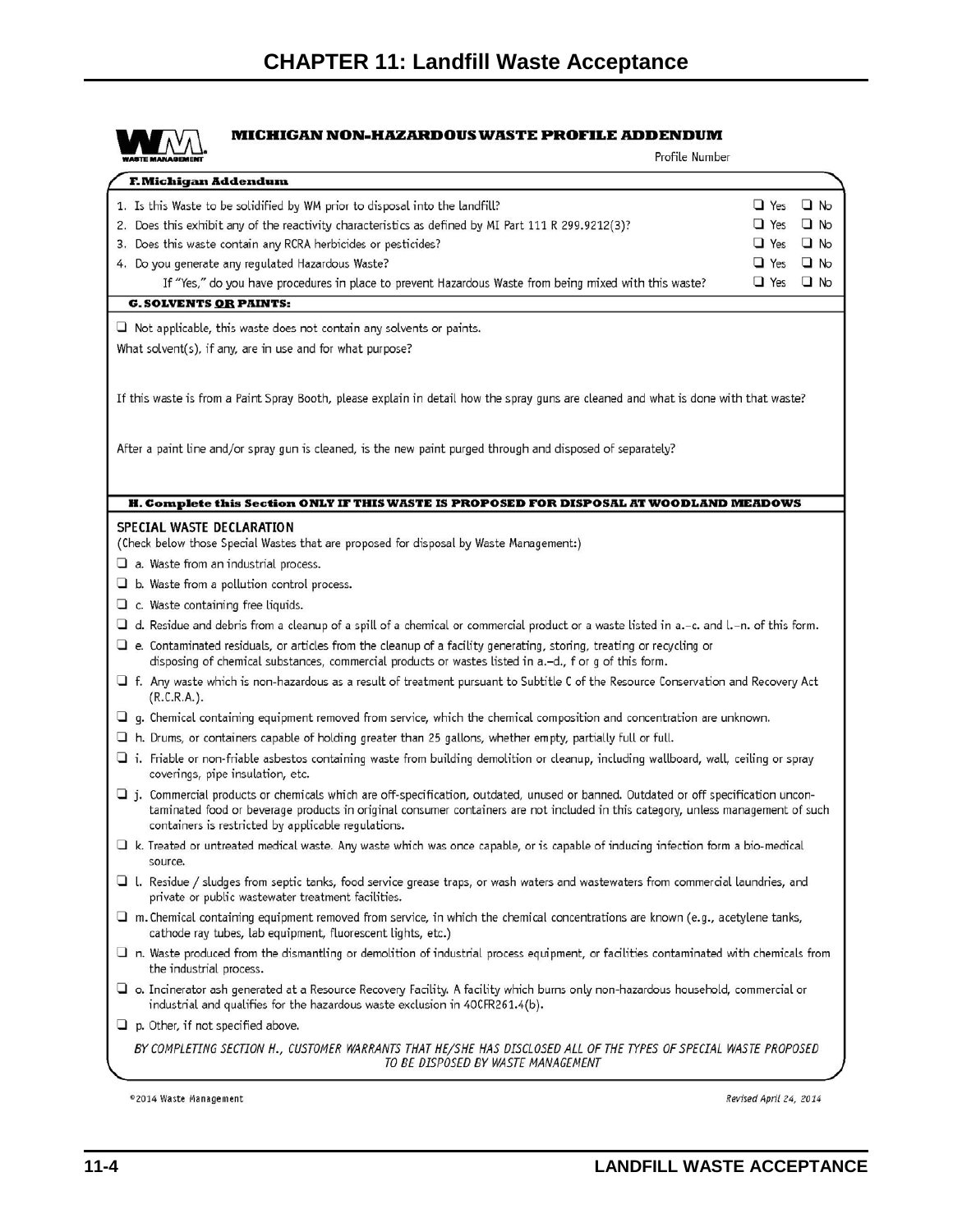# CHAPTER 11: Landfill Waste Acceptance

## MICHIGAN NON-HAZARDOUS WASTE PROFILE ADDENDUM

Profile Number

### F. Michigan Addendum

1. Is this Waste to be solidified by WM prior to disposal into the landfill? ❑ Yes ❑ No
2. Does this exhibit any of the reactivity characteristics as defined by MI Part 111 R 299.9212(3)? ❑ Yes ❑ No
3. Does this waste contain any RCRA herbicides or pesticides? ❑ Yes ❑ No
4. Do you generate any regulated Hazardous Waste? ❑ Yes ❑ No
   If "Yes," do you have procedures in place to prevent Hazardous Waste from being mixed with this waste? ❑ Yes ❑ No

### G. SOLVENTS OR PAINTS:

❑ Not applicable, this waste does not contain any solvents or paints.

What solvent(s), if any, are in use and for what purpose?

If this waste is from a Paint Spray Booth, please explain in detail how the spray guns are cleaned and what is done with that waste?

After a paint line and/or spray gun is cleaned, is the new paint purged through and disposed of separately?

### H. Complete this Section ONLY IF THIS WASTE IS PROPOSED FOR DISPOSAL AT WOODLAND MEADOWS

**SPECIAL WASTE DECLARATION**

(Check below those Special Wastes that are proposed for disposal by Waste Management:)

- ❑ a. Waste from an industrial process.
- ❑ b. Waste from a pollution control process.
- ❑ c. Waste containing free liquids.
- ❑ d. Residue and debris from a cleanup of a spill of a chemical or commercial product or a waste listed in a.–c. and l.–n. of this form.
- ❑ e. Contaminated residuals, or articles from the cleanup of a facility generating, storing, treating or recycling or disposing of chemical substances, commercial products or wastes listed in a.–d., f or g of this form.
- ❑ f. Any waste which is non-hazardous as a result of treatment pursuant to Subtitle C of the Resource Conservation and Recovery Act (R.C.R.A.).
- ❑ g. Chemical containing equipment removed from service, which the chemical composition and concentration are unknown.
- ❑ h. Drums, or containers capable of holding greater than 25 gallons, whether empty, partially full or full.
- ❑ i. Friable or non-friable asbestos containing waste from building demolition or cleanup, including wallboard, wall, ceiling or spray coverings, pipe insulation, etc.
- ❑ j. Commercial products or chemicals which are off-specification, outdated, unused or banned. Outdated or off specification uncontaminated food or beverage products in original consumer containers are not included in this category, unless management of such containers is restricted by applicable regulations.
- ❑ k. Treated or untreated medical waste. Any waste which was once capable, or is capable of inducing infection form a bio-medical source.
- ❑ l. Residue / sludges from septic tanks, food service grease traps, or wash waters and wastewaters from commercial laundries, and private or public wastewater treatment facilities.
- ❑ m. Chemical containing equipment removed from service, in which the chemical concentrations are known (e.g., acetylene tanks, cathode ray tubes, lab equipment, fluorescent lights, etc.)
- ❑ n. Waste produced from the dismantling or demolition of industrial process equipment, or facilities contaminated with chemicals from the industrial process.
- ❑ o. Incinerator ash generated at a Resource Recovery Facility. A facility which burns only non-hazardous household, commercial or industrial and qualifies for the hazardous waste exclusion in 40CFR261.4(b).
- ❑ p. Other, if not specified above.

*BY COMPLETING SECTION H., CUSTOMER WARRANTS THAT HE/SHE HAS DISCLOSED ALL OF THE TYPES OF SPECIAL WASTE PROPOSED TO BE DISPOSED BY WASTE MANAGEMENT*

©2014 Waste Management

*Revised April 24, 2014*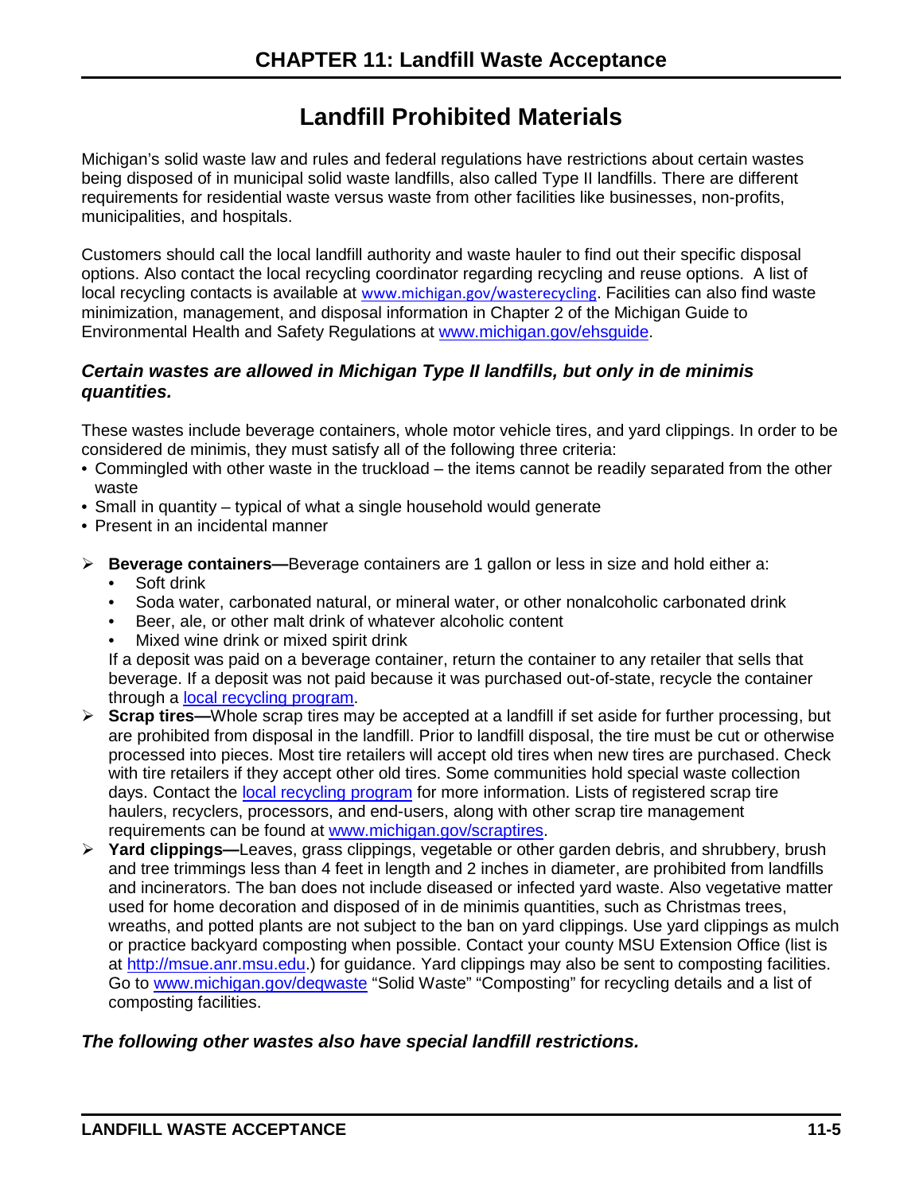# Landfill Prohibited Materials

Michigan's solid waste law and rules and federal regulations have restrictions about certain wastes being disposed of in municipal solid waste landfills, also called Type II landfills. There are different requirements for residential waste versus waste from other facilities like businesses, non-profits, municipalities, and hospitals.

Customers should call the local landfill authority and waste hauler to find out their specific disposal options. Also contact the local recycling coordinator regarding recycling and reuse options. A list of local recycling contacts is available at [www.michigan.gov/wasterecycling](http://www.michigan.gov/wasterecycling). Facilities can also find waste minimization, management, and disposal information in Chapter 2 of the Michigan Guide to Environmental Health and Safety Regulations at [www.michigan.gov/ehsguide](http://www.michigan.gov/ehsguide).

### *Certain wastes are allowed in Michigan Type II landfills, but only in de minimis quantities.*

These wastes include beverage containers, whole motor vehicle tires, and yard clippings. In order to be considered de minimis, they must satisfy all of the following three criteria:

- Commingled with other waste in the truckload – the items cannot be readily separated from the other waste
- Small in quantity – typical of what a single household would generate
- Present in an incidental manner

- **Beverage containers—**Beverage containers are 1 gallon or less in size and hold either a:
  - Soft drink
  - Soda water, carbonated natural, or mineral water, or other nonalcoholic carbonated drink
  - Beer, ale, or other malt drink of whatever alcoholic content
  - Mixed wine drink or mixed spirit drink

  If a deposit was paid on a beverage container, return the container to any retailer that sells that beverage. If a deposit was not paid because it was purchased out-of-state, recycle the container through a local recycling program.
- **Scrap tires—**Whole scrap tires may be accepted at a landfill if set aside for further processing, but are prohibited from disposal in the landfill. Prior to landfill disposal, the tire must be cut or otherwise processed into pieces. Most tire retailers will accept old tires when new tires are purchased. Check with tire retailers if they accept other old tires. Some communities hold special waste collection days. Contact the local recycling program for more information. Lists of registered scrap tire haulers, recyclers, processors, and end-users, along with other scrap tire management requirements can be found at [www.michigan.gov/scraptires](http://www.michigan.gov/scraptires).
- **Yard clippings—**Leaves, grass clippings, vegetable or other garden debris, and shrubbery, brush and tree trimmings less than 4 feet in length and 2 inches in diameter, are prohibited from landfills and incinerators. The ban does not include diseased or infected yard waste. Also vegetative matter used for home decoration and disposed of in de minimis quantities, such as Christmas trees, wreaths, and potted plants are not subject to the ban on yard clippings. Use yard clippings as mulch or practice backyard composting when possible. Contact your county MSU Extension Office (list is at [http://msue.anr.msu.edu](http://msue.anr.msu.edu).) for guidance. Yard clippings may also be sent to composting facilities. Go to [www.michigan.gov/deqwaste](http://www.michigan.gov/deqwaste) "Solid Waste" "Composting" for recycling details and a list of composting facilities.

### *The following other wastes also have special landfill restrictions.*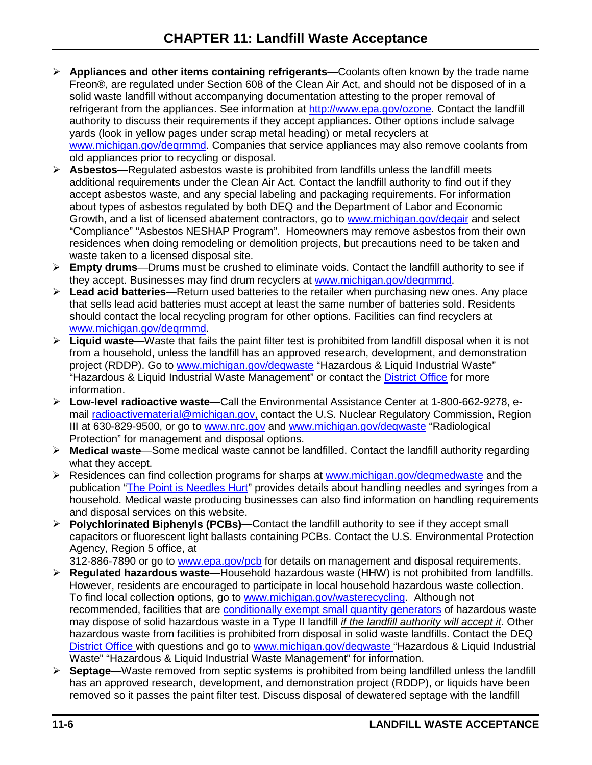- **Appliances and other items containing refrigerants**—Coolants often known by the trade name Freon®, are regulated under Section 608 of the Clean Air Act, and should not be disposed of in a solid waste landfill without accompanying documentation attesting to the proper removal of refrigerant from the appliances. See information at http://www.epa.gov/ozone. Contact the landfill authority to discuss their requirements if they accept appliances. Other options include salvage yards (look in yellow pages under scrap metal heading) or metal recyclers at www.michigan.gov/deqrmmd. Companies that service appliances may also remove coolants from old appliances prior to recycling or disposal.
- **Asbestos—**Regulated asbestos waste is prohibited from landfills unless the landfill meets additional requirements under the Clean Air Act. Contact the landfill authority to find out if they accept asbestos waste, and any special labeling and packaging requirements. For information about types of asbestos regulated by both DEQ and the Department of Labor and Economic Growth, and a list of licensed abatement contractors, go to www.michigan.gov/deqair and select "Compliance" "Asbestos NESHAP Program". Homeowners may remove asbestos from their own residences when doing remodeling or demolition projects, but precautions need to be taken and waste taken to a licensed disposal site.
- **Empty drums**—Drums must be crushed to eliminate voids. Contact the landfill authority to see if they accept. Businesses may find drum recyclers at www.michigan.gov/deqrmmd.
- **Lead acid batteries**—Return used batteries to the retailer when purchasing new ones. Any place that sells lead acid batteries must accept at least the same number of batteries sold. Residents should contact the local recycling program for other options. Facilities can find recyclers at www.michigan.gov/deqrmmd.
- **Liquid waste**—Waste that fails the paint filter test is prohibited from landfill disposal when it is not from a household, unless the landfill has an approved research, development, and demonstration project (RDDP). Go to www.michigan.gov/deqwaste "Hazardous & Liquid Industrial Waste" "Hazardous & Liquid Industrial Waste Management" or contact the District Office for more information.
- **Low-level radioactive waste**—Call the Environmental Assistance Center at 1-800-662-9278, e-mail radioactivematerial@michigan.gov, contact the U.S. Nuclear Regulatory Commission, Region III at 630-829-9500, or go to www.nrc.gov and www.michigan.gov/deqwaste "Radiological Protection" for management and disposal options.
- **Medical waste**—Some medical waste cannot be landfilled. Contact the landfill authority regarding what they accept.
- Residences can find collection programs for sharps at www.michigan.gov/deqmedwaste and the publication "The Point is Needles Hurt" provides details about handling needles and syringes from a household. Medical waste producing businesses can also find information on handling requirements and disposal services on this website.
- **Polychlorinated Biphenyls (PCBs)**—Contact the landfill authority to see if they accept small capacitors or fluorescent light ballasts containing PCBs. Contact the U.S. Environmental Protection Agency, Region 5 office, at 312-886-7890 or go to www.epa.gov/pcb for details on management and disposal requirements.
- **Regulated hazardous waste—**Household hazardous waste (HHW) is not prohibited from landfills. However, residents are encouraged to participate in local household hazardous waste collection. To find local collection options, go to www.michigan.gov/wasterecycling. Although not recommended, facilities that are conditionally exempt small quantity generators of hazardous waste may dispose of solid hazardous waste in a Type II landfill *if the landfill authority will accept it*. Other hazardous waste from facilities is prohibited from disposal in solid waste landfills. Contact the DEQ District Office with questions and go to www.michigan.gov/deqwaste "Hazardous & Liquid Industrial Waste" "Hazardous & Liquid Industrial Waste Management" for information.
- **Septage—**Waste removed from septic systems is prohibited from being landfilled unless the landfill has an approved research, development, and demonstration project (RDDP), or liquids have been removed so it passes the paint filter test. Discuss disposal of dewatered septage with the landfill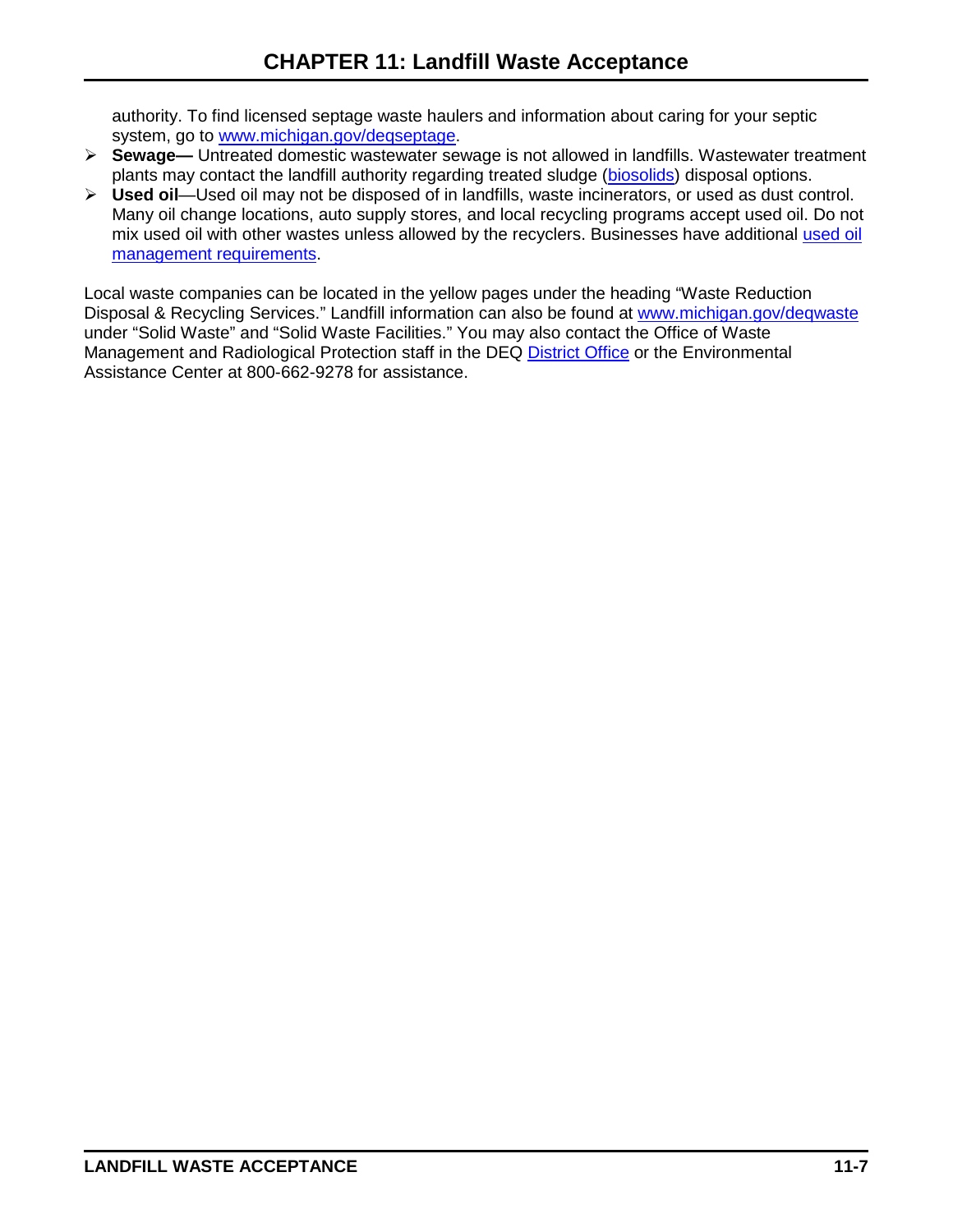authority. To find licensed septage waste haulers and information about caring for your septic system, go to www.michigan.gov/deqseptage.

- **Sewage—** Untreated domestic wastewater sewage is not allowed in landfills. Wastewater treatment plants may contact the landfill authority regarding treated sludge (biosolids) disposal options.
- **Used oil**—Used oil may not be disposed of in landfills, waste incinerators, or used as dust control. Many oil change locations, auto supply stores, and local recycling programs accept used oil. Do not mix used oil with other wastes unless allowed by the recyclers. Businesses have additional used oil management requirements.

Local waste companies can be located in the yellow pages under the heading "Waste Reduction Disposal & Recycling Services." Landfill information can also be found at www.michigan.gov/deqwaste under "Solid Waste" and "Solid Waste Facilities." You may also contact the Office of Waste Management and Radiological Protection staff in the DEQ District Office or the Environmental Assistance Center at 800-662-9278 for assistance.